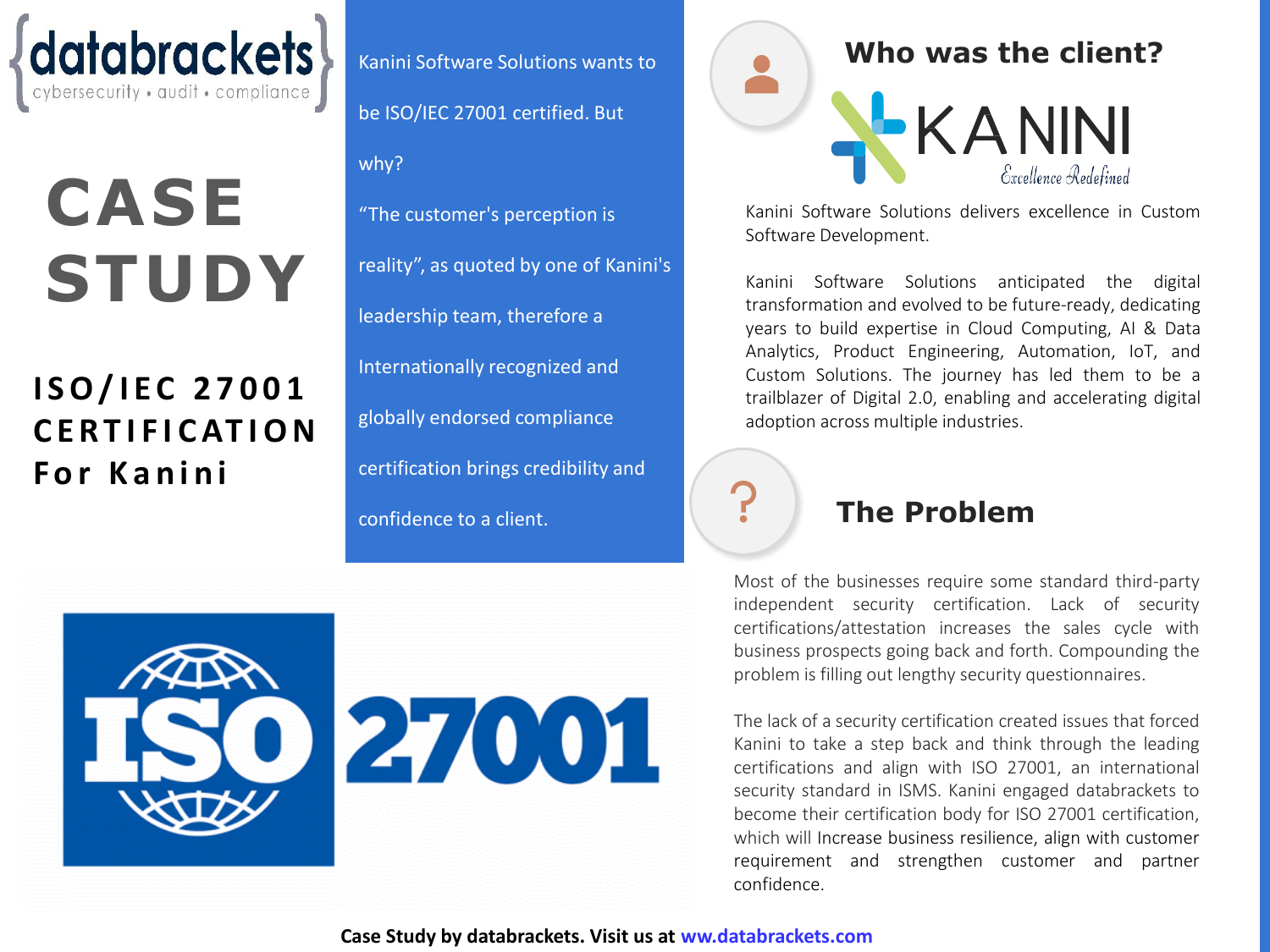# CASE STUDY

## ISO/IEC 27001 CERTIFICATION For Kanini

Kanini Software Solutions wants to be ISO/IEC 27001 certified. But why?

"The customer's perception is reality", as quoted by one of Kanini's leadership team, therefore a Internationally recognized and globally endorsed compliance certification brings credibility and confidence to a client.

## Who was the client?

Kanini Software Solutions delivers excellence in Custom Software Development.

Kanini Software Solutions anticipated the digital transformation and evolved to be future-ready, dedicating years to build expertise in Cloud Computing, AI & Data Analytics, Product Engineering, Automation, IoT, and Custom Solutions. The journey has led them to be a trailblazer of Digital 2.0, enabling and accelerating digital adoption across multiple industries.

## The Problem

Most of the businesses require some standard third-party independent security certification. Lack of security certifications/attestation increases the sales cycle with business prospects going back and forth. Compounding the problem is filling out lengthy security questionnaires.

The lack of a security certification created issues that forced Kanini to take a step back and think through the leading certifications and align with ISO 27001, an international security standard in ISMS. Kanini engaged databrackets to become their certification body for ISO 27001 certification, which will Increase business resilience, align with customer requirement and strengthen customer and partner confidence.

**Case Study by databrackets. Visit us at www.databrackets.com**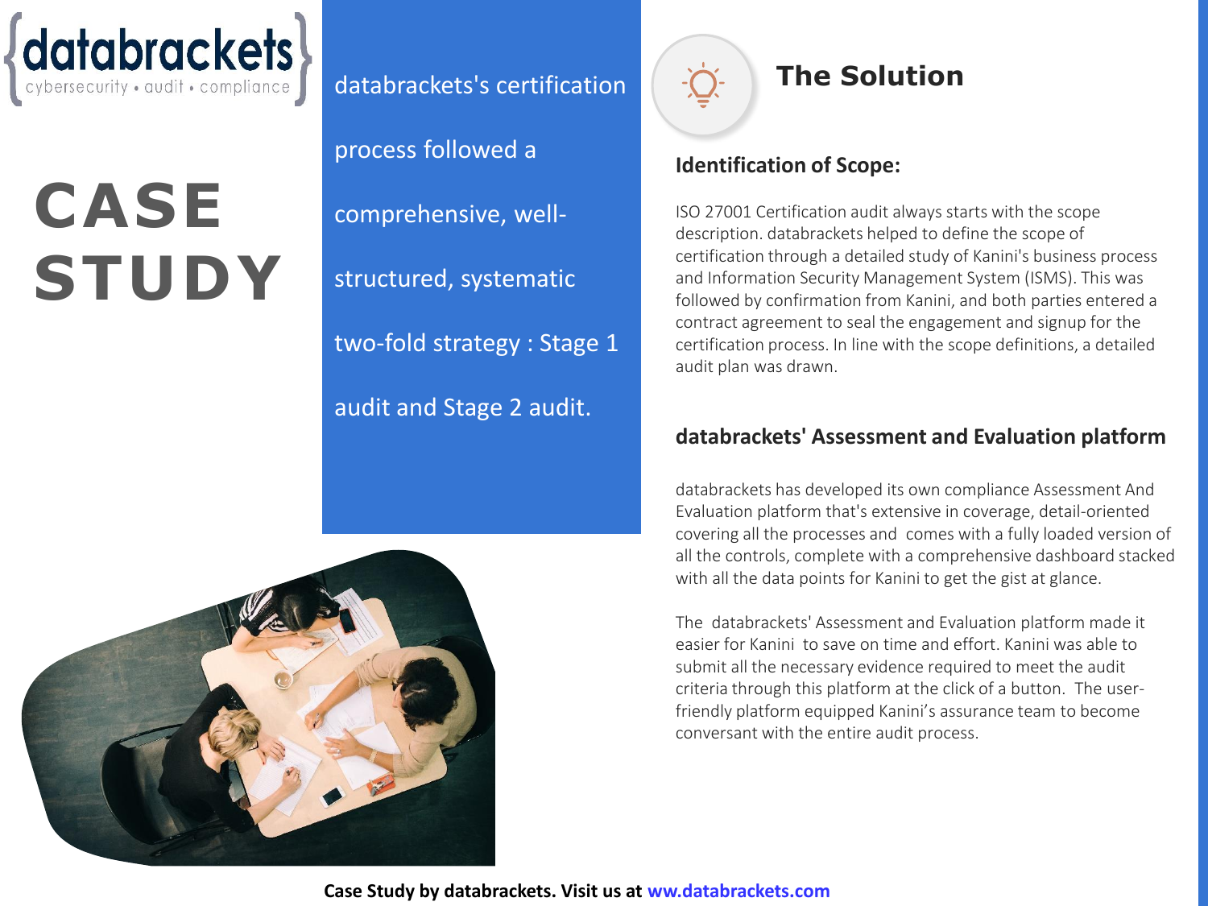# CASE STUDY

databrackets's certification process followed a comprehensive, well-structured, systematic two-fold strategy : Stage 1 audit and Stage 2 audit.

## The Solution

### Identification of Scope:

ISO 27001 Certification audit always starts with the scope description. databrackets helped to define the scope of certification through a detailed study of Kanini's business process and Information Security Management System (ISMS). This was followed by confirmation from Kanini, and both parties entered a contract agreement to seal the engagement and signup for the certification process. In line with the scope definitions, a detailed audit plan was drawn.

### databrackets' Assessment and Evaluation platform

databrackets has developed its own compliance Assessment And Evaluation platform that's extensive in coverage, detail-oriented covering all the processes and comes with a fully loaded version of all the controls, complete with a comprehensive dashboard stacked with all the data points for Kanini to get the gist at glance.

The databrackets' Assessment and Evaluation platform made it easier for Kanini to save on time and effort. Kanini was able to submit all the necessary evidence required to meet the audit criteria through this platform at the click of a button. The user-friendly platform equipped Kanini's assurance team to become conversant with the entire audit process.

**Case Study by databrackets. Visit us at www.databrackets.com**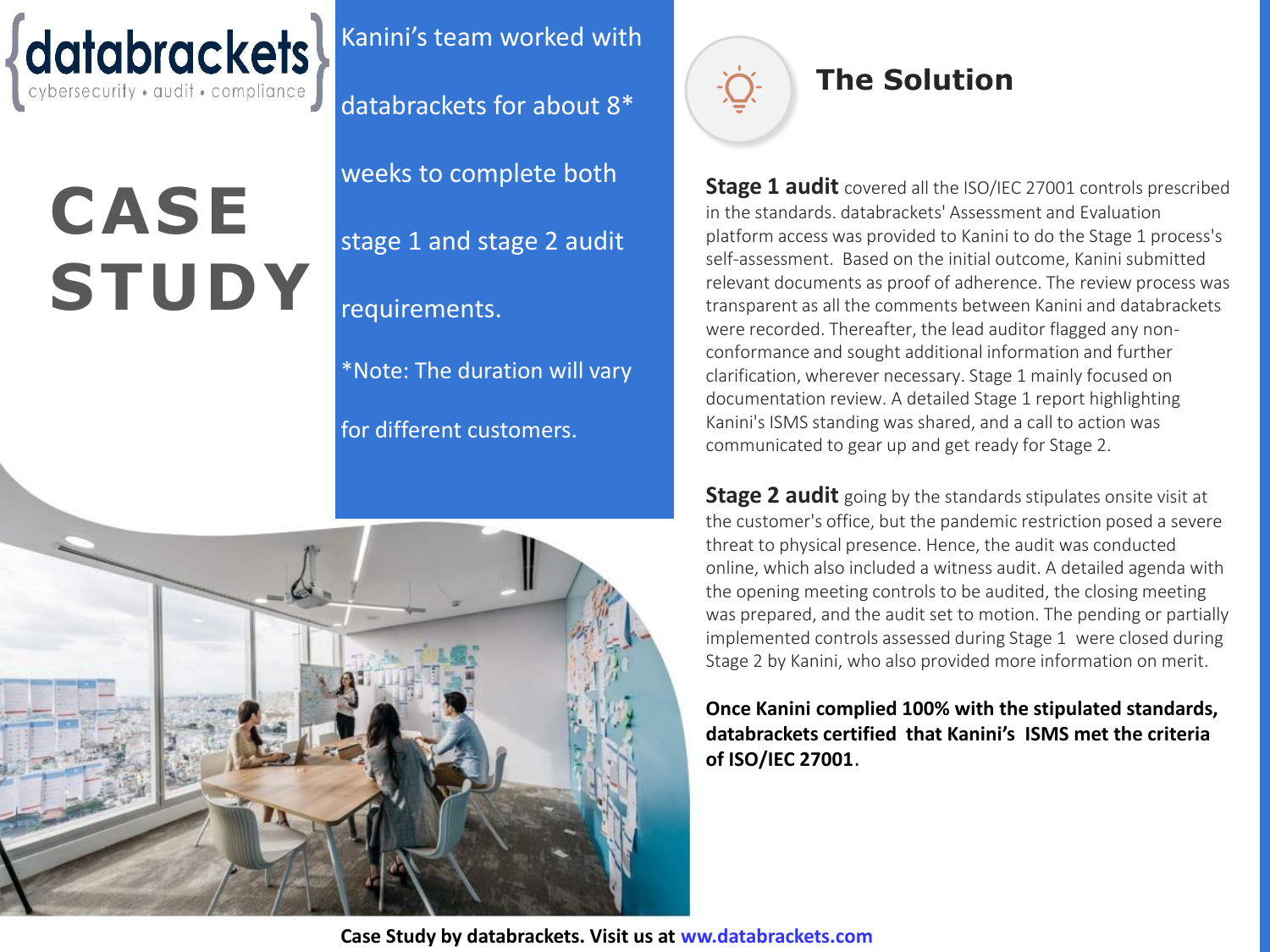# CASE STUDY

Kanini's team worked with databrackets for about 8* weeks to complete both stage 1 and stage 2 audit requirements.

*Note: The duration will vary for different customers.

## The Solution

**Stage 1 audit** covered all the ISO/IEC 27001 controls prescribed in the standards. databrackets' Assessment and Evaluation platform access was provided to Kanini to do the Stage 1 process's self-assessment. Based on the initial outcome, Kanini submitted relevant documents as proof of adherence. The review process was transparent as all the comments between Kanini and databrackets were recorded. Thereafter, the lead auditor flagged any non-conformance and sought additional information and further clarification, wherever necessary. Stage 1 mainly focused on documentation review. A detailed Stage 1 report highlighting Kanini's ISMS standing was shared, and a call to action was communicated to gear up and get ready for Stage 2.

**Stage 2 audit** going by the standards stipulates onsite visit at the customer's office, but the pandemic restriction posed a severe threat to physical presence. Hence, the audit was conducted online, which also included a witness audit. A detailed agenda with the opening meeting controls to be audited, the closing meeting was prepared, and the audit set to motion. The pending or partially implemented controls assessed during Stage 1 were closed during Stage 2 by Kanini, who also provided more information on merit.

**Once Kanini complied 100% with the stipulated standards, databrackets certified that Kanini's ISMS met the criteria of ISO/IEC 27001**.

**Case Study by databrackets. Visit us at www.databrackets.com**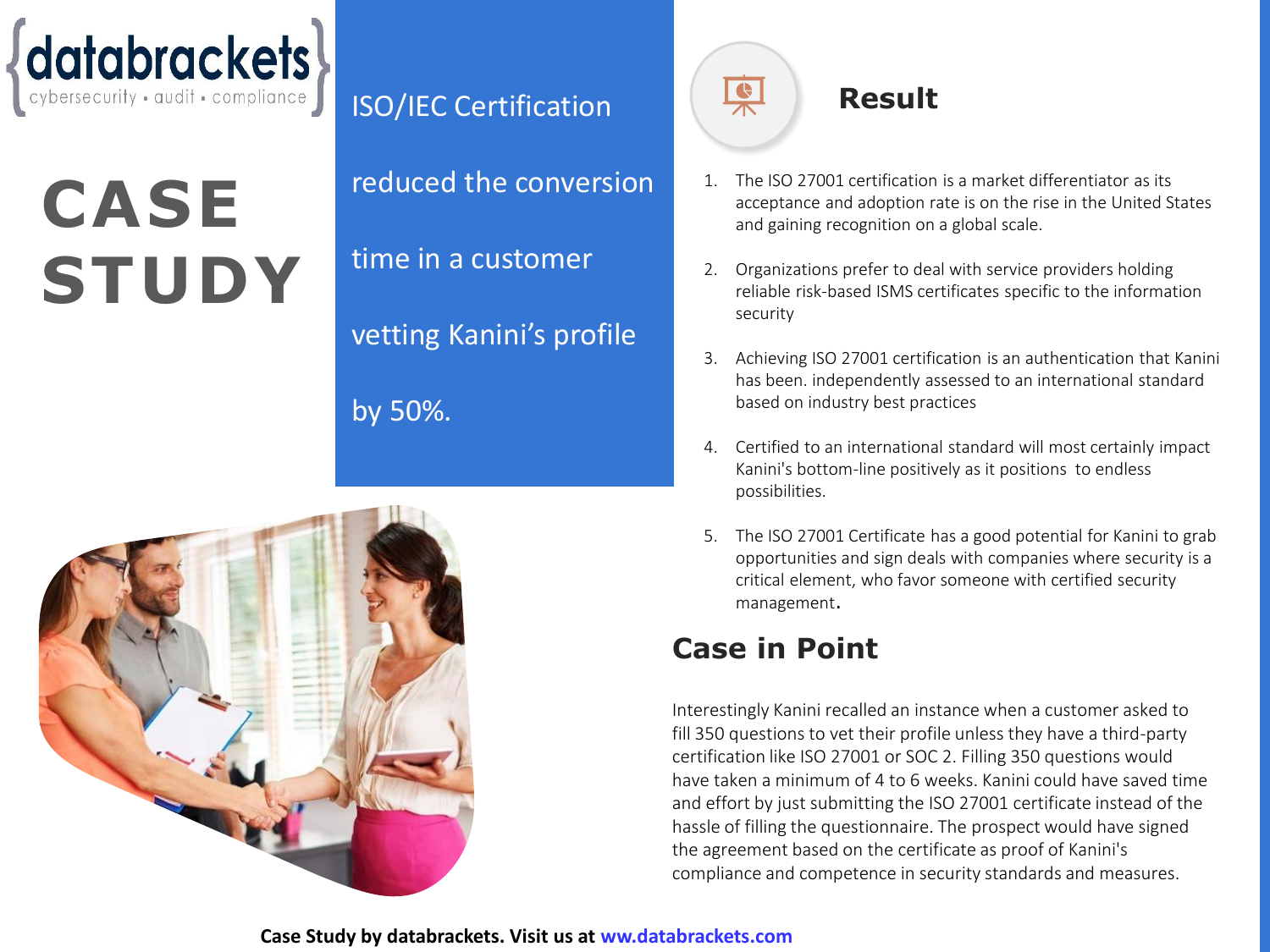{databrackets}
cybersecurity • audit • compliance

# CASE STUDY

ISO/IEC Certification reduced the conversion time in a customer vetting Kanini's profile by 50%.

## Result

1. The ISO 27001 certification is a market differentiator as its acceptance and adoption rate is on the rise in the United States and gaining recognition on a global scale.
2. Organizations prefer to deal with service providers holding reliable risk-based ISMS certificates specific to the information security
3. Achieving ISO 27001 certification is an authentication that Kanini has been. independently assessed to an international standard based on industry best practices
4. Certified to an international standard will most certainly impact Kanini's bottom-line positively as it positions to endless possibilities.
5. The ISO 27001 Certificate has a good potential for Kanini to grab opportunities and sign deals with companies where security is a critical element, who favor someone with certified security management.

## Case in Point

Interestingly Kanini recalled an instance when a customer asked to fill 350 questions to vet their profile unless they have a third-party certification like ISO 27001 or SOC 2. Filling 350 questions would have taken a minimum of 4 to 6 weeks. Kanini could have saved time and effort by just submitting the ISO 27001 certificate instead of the hassle of filling the questionnaire. The prospect would have signed the agreement based on the certificate as proof of Kanini's compliance and competence in security standards and measures.

**Case Study by databrackets. Visit us at www.databrackets.com**